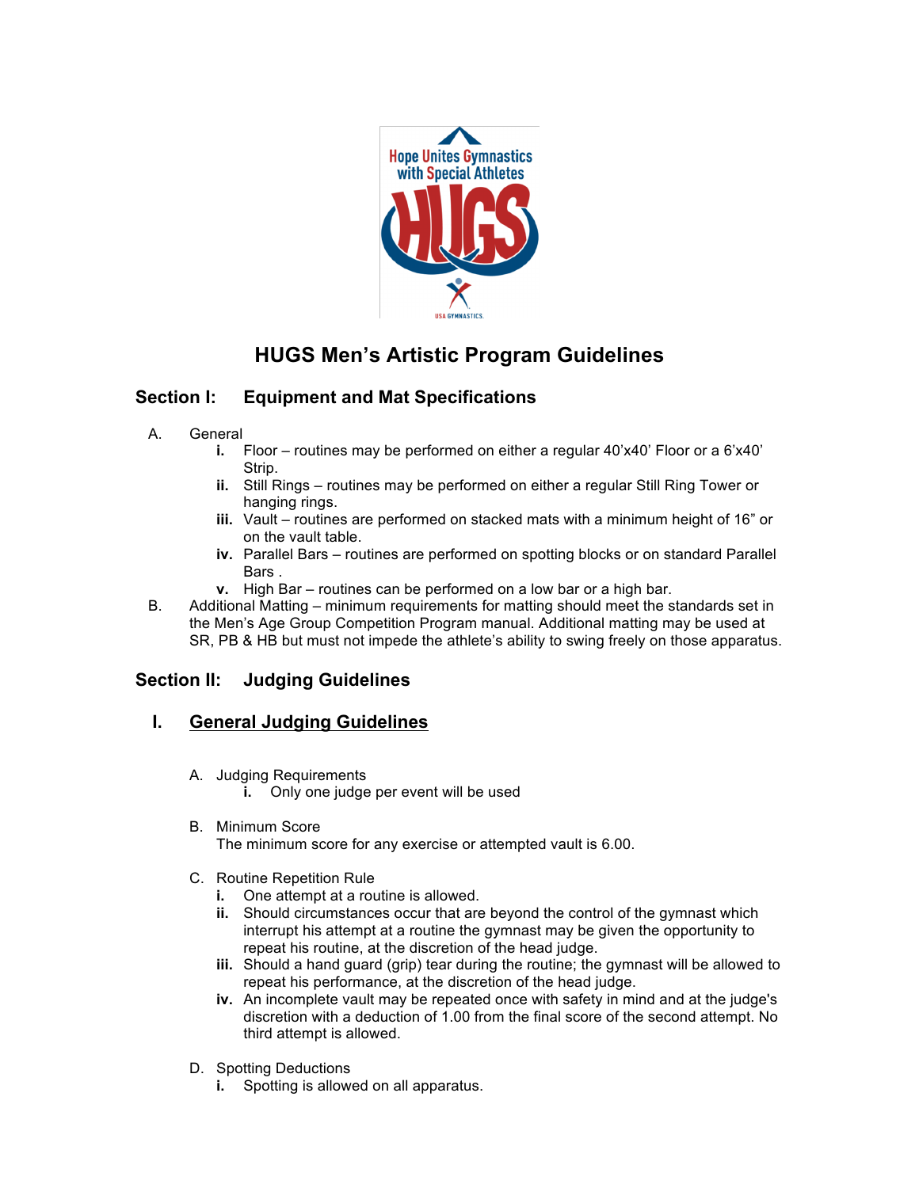# HUGS Men's Artistic Program Guidelines

## Section I: Equipment and Mat Specifications

A. General
   - **i.** Floor – routines may be performed on either a regular 40'x40' Floor or a 6'x40' Strip.
   - **ii.** Still Rings – routines may be performed on either a regular Still Ring Tower or hanging rings.
   - **iii.** Vault – routines are performed on stacked mats with a minimum height of 16" or on the vault table.
   - **iv.** Parallel Bars – routines are performed on spotting blocks or on standard Parallel Bars .
   - **v.** High Bar – routines can be performed on a low bar or a high bar.

B. Additional Matting – minimum requirements for matting should meet the standards set in the Men's Age Group Competition Program manual. Additional matting may be used at SR, PB & HB but must not impede the athlete's ability to swing freely on those apparatus.

## Section II: Judging Guidelines

### I. General Judging Guidelines

A. Judging Requirements
   - **i.** Only one judge per event will be used

B. Minimum Score
   The minimum score for any exercise or attempted vault is 6.00.

C. Routine Repetition Rule
   - **i.** One attempt at a routine is allowed.
   - **ii.** Should circumstances occur that are beyond the control of the gymnast which interrupt his attempt at a routine the gymnast may be given the opportunity to repeat his routine, at the discretion of the head judge.
   - **iii.** Should a hand guard (grip) tear during the routine; the gymnast will be allowed to repeat his performance, at the discretion of the head judge.
   - **iv.** An incomplete vault may be repeated once with safety in mind and at the judge's discretion with a deduction of 1.00 from the final score of the second attempt. No third attempt is allowed.

D. Spotting Deductions
   - **i.** Spotting is allowed on all apparatus.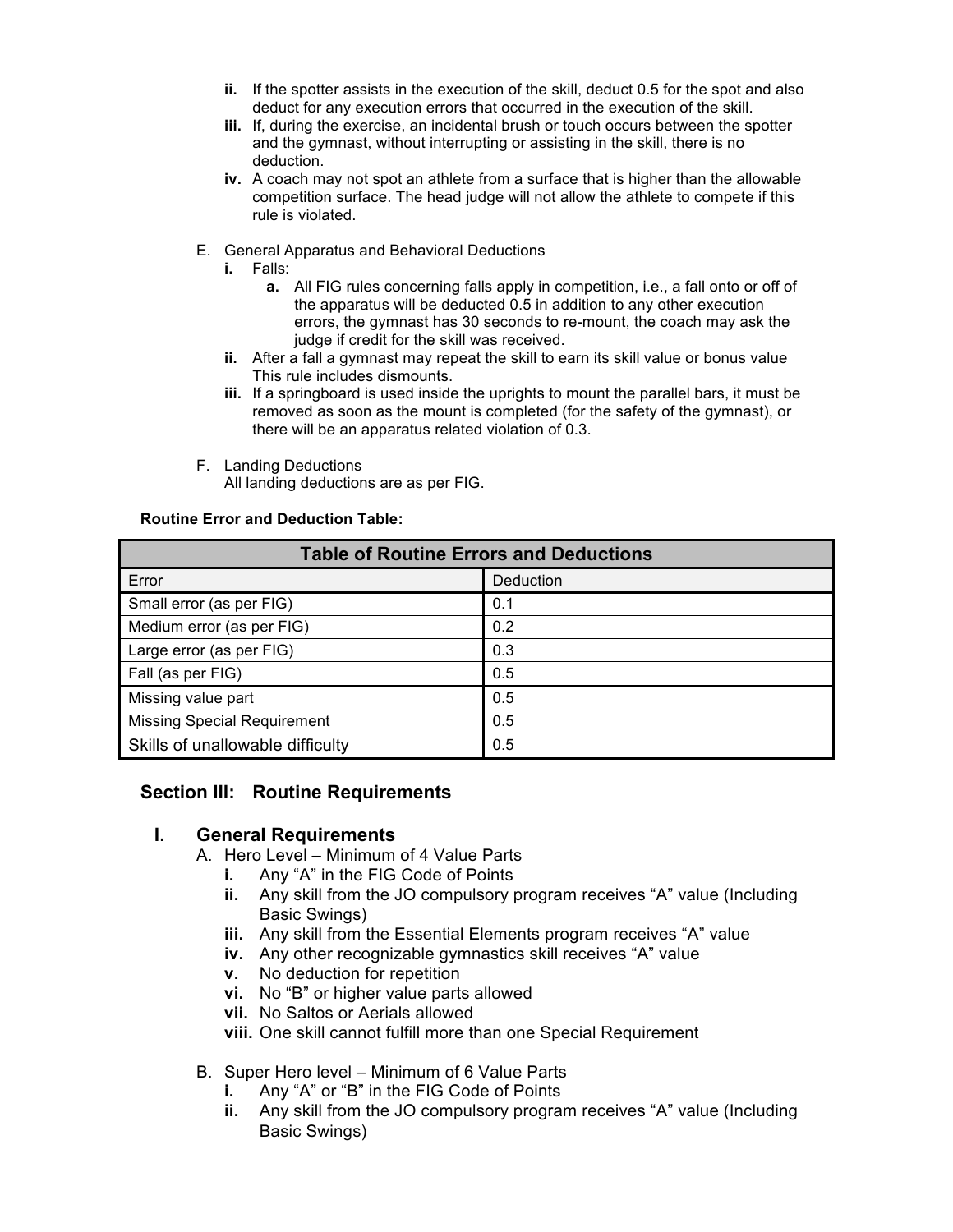ii. If the spotter assists in the execution of the skill, deduct 0.5 for the spot and also deduct for any execution errors that occurred in the execution of the skill.
iii. If, during the exercise, an incidental brush or touch occurs between the spotter and the gymnast, without interrupting or assisting in the skill, there is no deduction.
iv. A coach may not spot an athlete from a surface that is higher than the allowable competition surface. The head judge will not allow the athlete to compete if this rule is violated.

E. General Apparatus and Behavioral Deductions
 i. Falls:
  a. All FIG rules concerning falls apply in competition, i.e., a fall onto or off of the apparatus will be deducted 0.5 in addition to any other execution errors, the gymnast has 30 seconds to re-mount, the coach may ask the judge if credit for the skill was received.
 ii. After a fall a gymnast may repeat the skill to earn its skill value or bonus value This rule includes dismounts.
 iii. If a springboard is used inside the uprights to mount the parallel bars, it must be removed as soon as the mount is completed (for the safety of the gymnast), or there will be an apparatus related violation of 0.3.

F. Landing Deductions
 All landing deductions are as per FIG.

**Routine Error and Deduction Table:**

| Table of Routine Errors and Deductions | |
|---|---|
| Error | Deduction |
| Small error (as per FIG) | 0.1 |
| Medium error (as per FIG) | 0.2 |
| Large error (as per FIG) | 0.3 |
| Fall (as per FIG) | 0.5 |
| Missing value part | 0.5 |
| Missing Special Requirement | 0.5 |
| Skills of unallowable difficulty | 0.5 |

## Section III: Routine Requirements

### I. General Requirements

A. Hero Level – Minimum of 4 Value Parts
 **i.** Any "A" in the FIG Code of Points
 **ii.** Any skill from the JO compulsory program receives "A" value (Including Basic Swings)
 **iii.** Any skill from the Essential Elements program receives "A" value
 **iv.** Any other recognizable gymnastics skill receives "A" value
 **v.** No deduction for repetition
 **vi.** No "B" or higher value parts allowed
 **vii.** No Saltos or Aerials allowed
 **viii.** One skill cannot fulfill more than one Special Requirement

B. Super Hero level – Minimum of 6 Value Parts
 **i.** Any "A" or "B" in the FIG Code of Points
 **ii.** Any skill from the JO compulsory program receives "A" value (Including Basic Swings)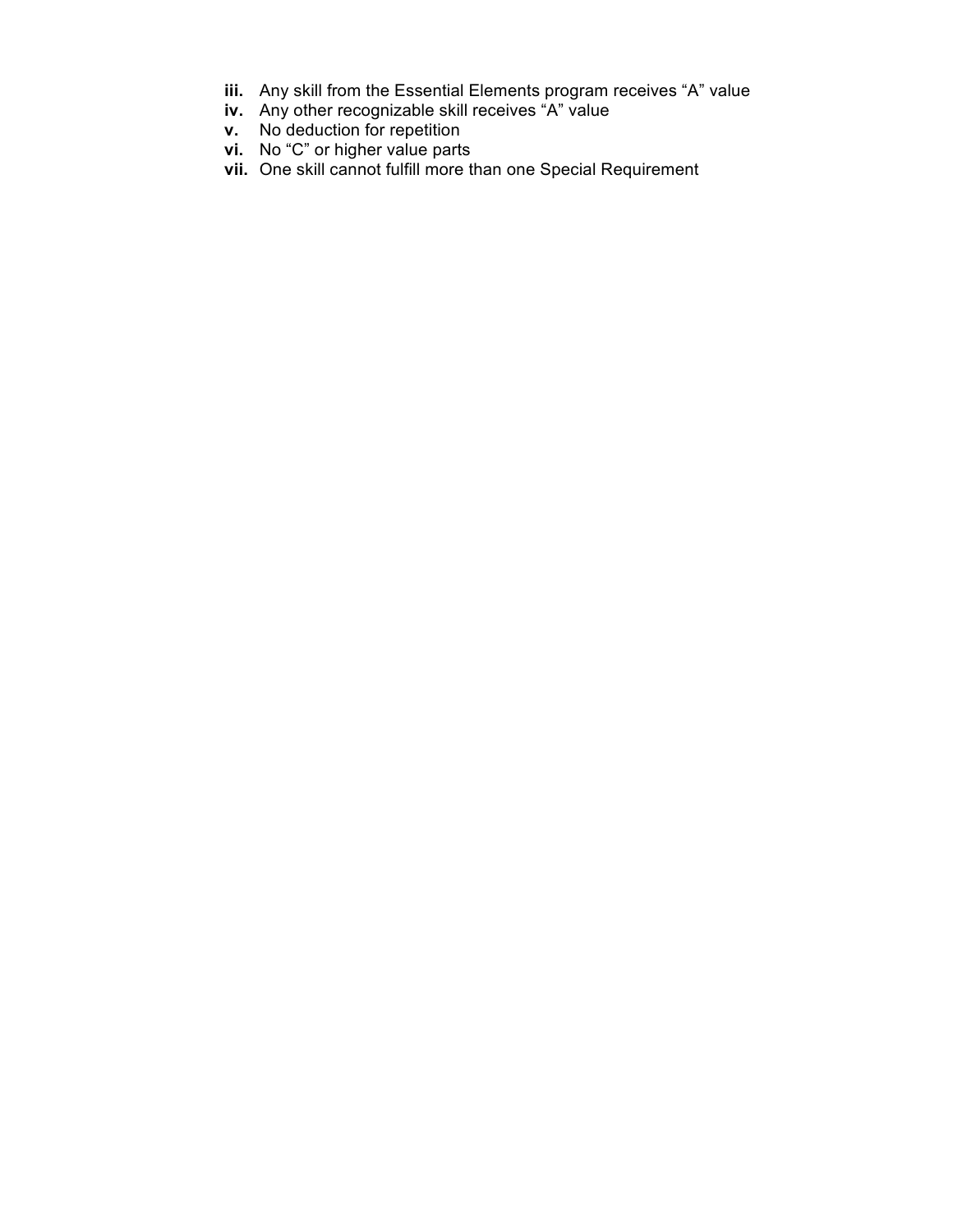**iii.** Any skill from the Essential Elements program receives "A" value
**iv.** Any other recognizable skill receives "A" value
**v.** No deduction for repetition
**vi.** No "C" or higher value parts
**vii.** One skill cannot fulfill more than one Special Requirement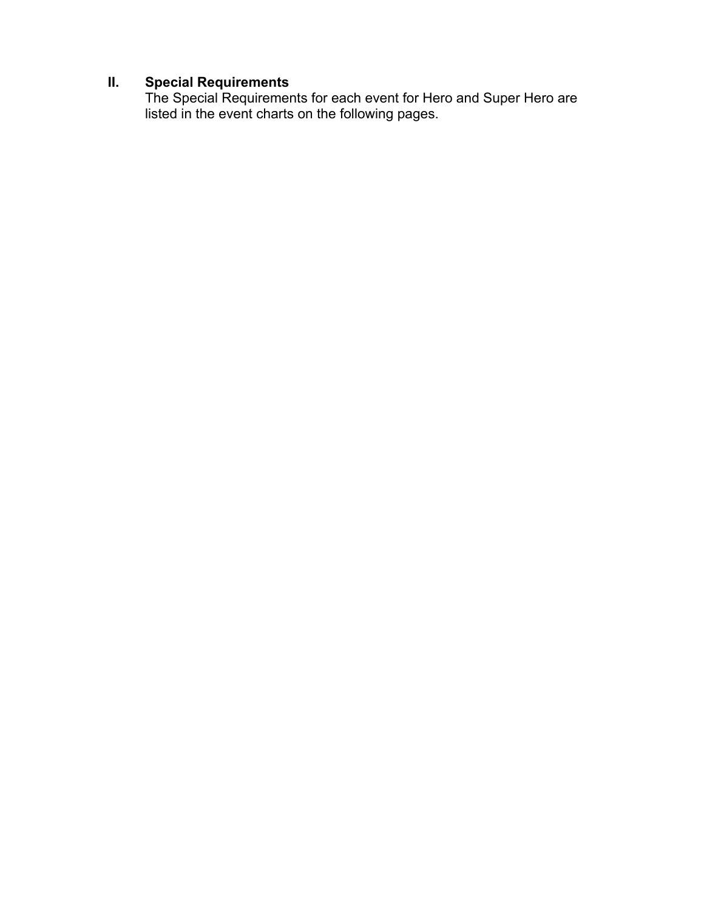## II. Special Requirements

The Special Requirements for each event for Hero and Super Hero are listed in the event charts on the following pages.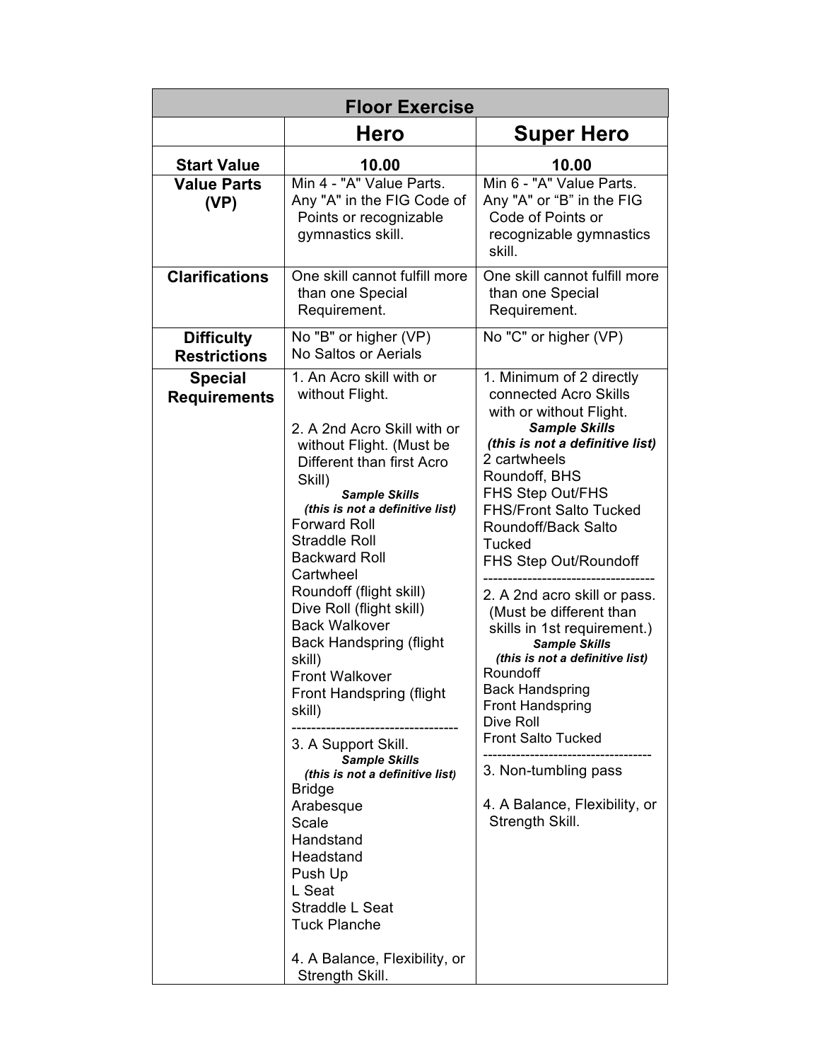| Floor Exercise | | |
|---|---|---|
| | **Hero** | **Super Hero** |
| **Start Value** | **10.00** | **10.00** |
| **Value Parts (VP)** | Min 4 - "A" Value Parts. Any "A" in the FIG Code of Points or recognizable gymnastics skill. | Min 6 - "A" Value Parts. Any "A" or "B" in the FIG Code of Points or recognizable gymnastics skill. |
| **Clarifications** | One skill cannot fulfill more than one Special Requirement. | One skill cannot fulfill more than one Special Requirement. |
| **Difficulty Restrictions** | No "B" or higher (VP)<br>No Saltos or Aerials | No "C" or higher (VP) |
| **Special Requirements** | 1. An Acro skill with or without Flight.<br><br>2. A 2nd Acro Skill with or without Flight. (Must be Different than first Acro Skill)<br>***Sample Skills***<br>***(this is not a definitive list)***<br>Forward Roll<br>Straddle Roll<br>Backward Roll<br>Cartwheel<br>Roundoff (flight skill)<br>Dive Roll (flight skill)<br>Back Walkover<br>Back Handspring (flight skill)<br>Front Walkover<br>Front Handspring (flight skill)<br>---------------------------------<br>3. A Support Skill.<br>***Sample Skills***<br>***(this is not a definitive list)***<br>Bridge<br>Arabesque<br>Scale<br>Handstand<br>Headstand<br>Push Up<br>L Seat<br>Straddle L Seat<br>Tuck Planche<br><br>4. A Balance, Flexibility, or Strength Skill. | 1. Minimum of 2 directly connected Acro Skills with or without Flight.<br>***Sample Skills***<br>***(this is not a definitive list)***<br>2 cartwheels<br>Roundoff, BHS<br>FHS Step Out/FHS<br>FHS/Front Salto Tucked<br>Roundoff/Back Salto Tucked<br>FHS Step Out/Roundoff<br>-----------------------------------<br>2. A 2nd acro skill or pass. (Must be different than skills in 1st requirement.)<br>***Sample Skills***<br>***(this is not a definitive list)***<br>Roundoff<br>Back Handspring<br>Front Handspring<br>Dive Roll<br>Front Salto Tucked<br>-----------------------------------<br>3. Non-tumbling pass<br><br>4. A Balance, Flexibility, or Strength Skill. |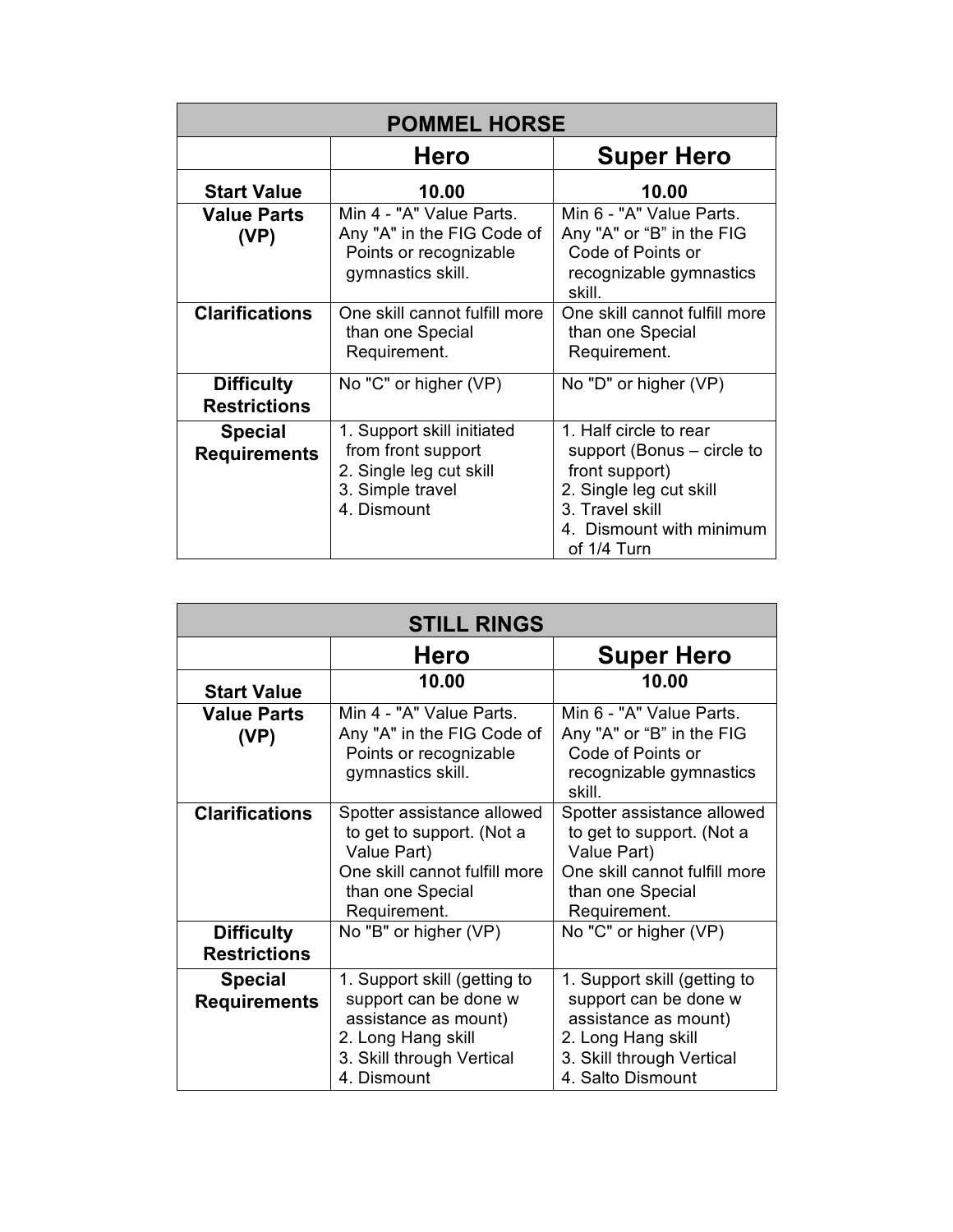| POMMEL HORSE | | |
|---|---|---|
| | **Hero** | **Super Hero** |
| **Start Value** | **10.00** | **10.00** |
| **Value Parts (VP)** | Min 4 - "A" Value Parts. Any "A" in the FIG Code of Points or recognizable gymnastics skill. | Min 6 - "A" Value Parts. Any "A" or "B" in the FIG Code of Points or recognizable gymnastics skill. |
| **Clarifications** | One skill cannot fulfill more than one Special Requirement. | One skill cannot fulfill more than one Special Requirement. |
| **Difficulty Restrictions** | No "C" or higher (VP) | No "D" or higher (VP) |
| **Special Requirements** | 1. Support skill initiated from front support<br>2. Single leg cut skill<br>3. Simple travel<br>4. Dismount | 1. Half circle to rear support (Bonus – circle to front support)<br>2. Single leg cut skill<br>3. Travel skill<br>4. Dismount with minimum of 1/4 Turn |

| STILL RINGS | | |
|---|---|---|
| | **Hero** | **Super Hero** |
| **Start Value** | **10.00** | **10.00** |
| **Value Parts (VP)** | Min 4 - "A" Value Parts. Any "A" in the FIG Code of Points or recognizable gymnastics skill. | Min 6 - "A" Value Parts. Any "A" or "B" in the FIG Code of Points or recognizable gymnastics skill. |
| **Clarifications** | Spotter assistance allowed to get to support. (Not a Value Part)<br>One skill cannot fulfill more than one Special Requirement. | Spotter assistance allowed to get to support. (Not a Value Part)<br>One skill cannot fulfill more than one Special Requirement. |
| **Difficulty Restrictions** | No "B" or higher (VP) | No "C" or higher (VP) |
| **Special Requirements** | 1. Support skill (getting to support can be done w assistance as mount)<br>2. Long Hang skill<br>3. Skill through Vertical<br>4. Dismount | 1. Support skill (getting to support can be done w assistance as mount)<br>2. Long Hang skill<br>3. Skill through Vertical<br>4. Salto Dismount |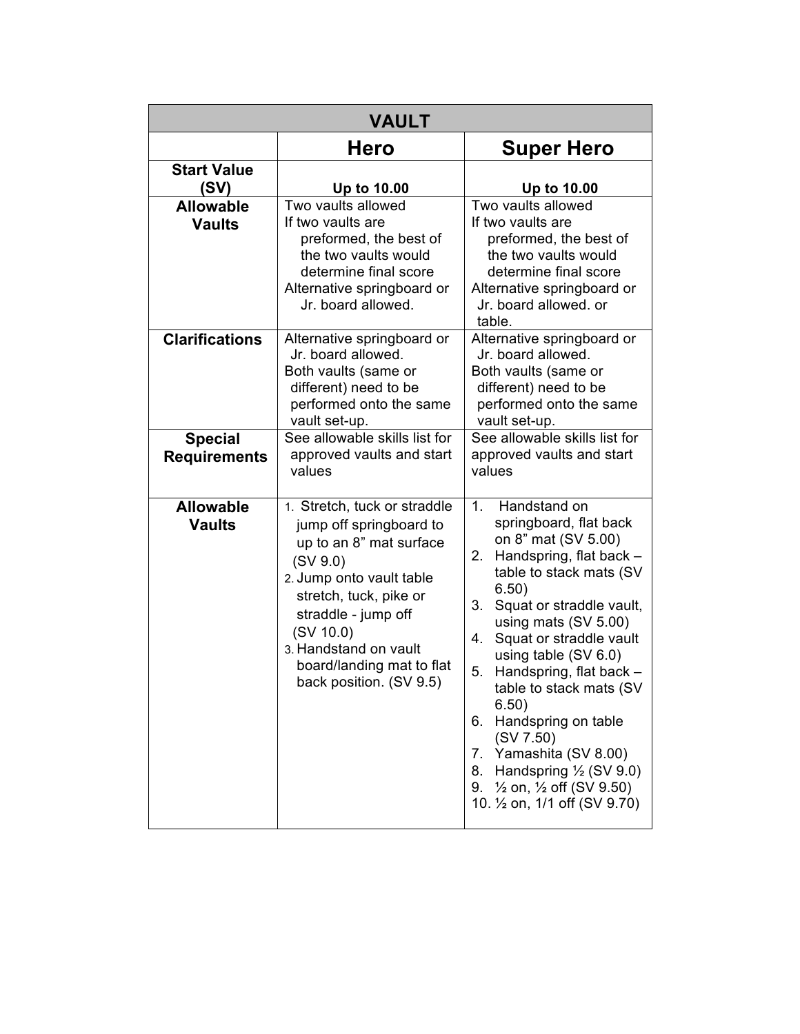| VAULT | | |
|---|---|---|
| | **Hero** | **Super Hero** |
| **Start Value (SV)** | **Up to 10.00** | **Up to 10.00** |
| **Allowable Vaults** | Two vaults allowed<br>If two vaults are preformed, the best of the two vaults would determine final score<br>Alternative springboard or Jr. board allowed. | Two vaults allowed<br>If two vaults are preformed, the best of the two vaults would determine final score<br>Alternative springboard or Jr. board allowed. or table. |
| **Clarifications** | Alternative springboard or Jr. board allowed.<br>Both vaults (same or different) need to be performed onto the same vault set-up. | Alternative springboard or Jr. board allowed.<br>Both vaults (same or different) need to be performed onto the same vault set-up. |
| **Special Requirements** | See allowable skills list for approved vaults and start values | See allowable skills list for approved vaults and start values |
| **Allowable Vaults** | 1. Stretch, tuck or straddle jump off springboard to up to an 8" mat surface (SV 9.0)<br>2. Jump onto vault table stretch, tuck, pike or straddle - jump off (SV 10.0)<br>3. Handstand on vault board/landing mat to flat back position. (SV 9.5) | 1. Handstand on springboard, flat back on 8" mat (SV 5.00)<br>2. Handspring, flat back – table to stack mats (SV 6.50)<br>3. Squat or straddle vault, using mats (SV 5.00)<br>4. Squat or straddle vault using table (SV 6.0)<br>5. Handspring, flat back – table to stack mats (SV 6.50)<br>6. Handspring on table (SV 7.50)<br>7. Yamashita (SV 8.00)<br>8. Handspring ½ (SV 9.0)<br>9. ½ on, ½ off (SV 9.50)<br>10. ½ on, 1/1 off (SV 9.70) |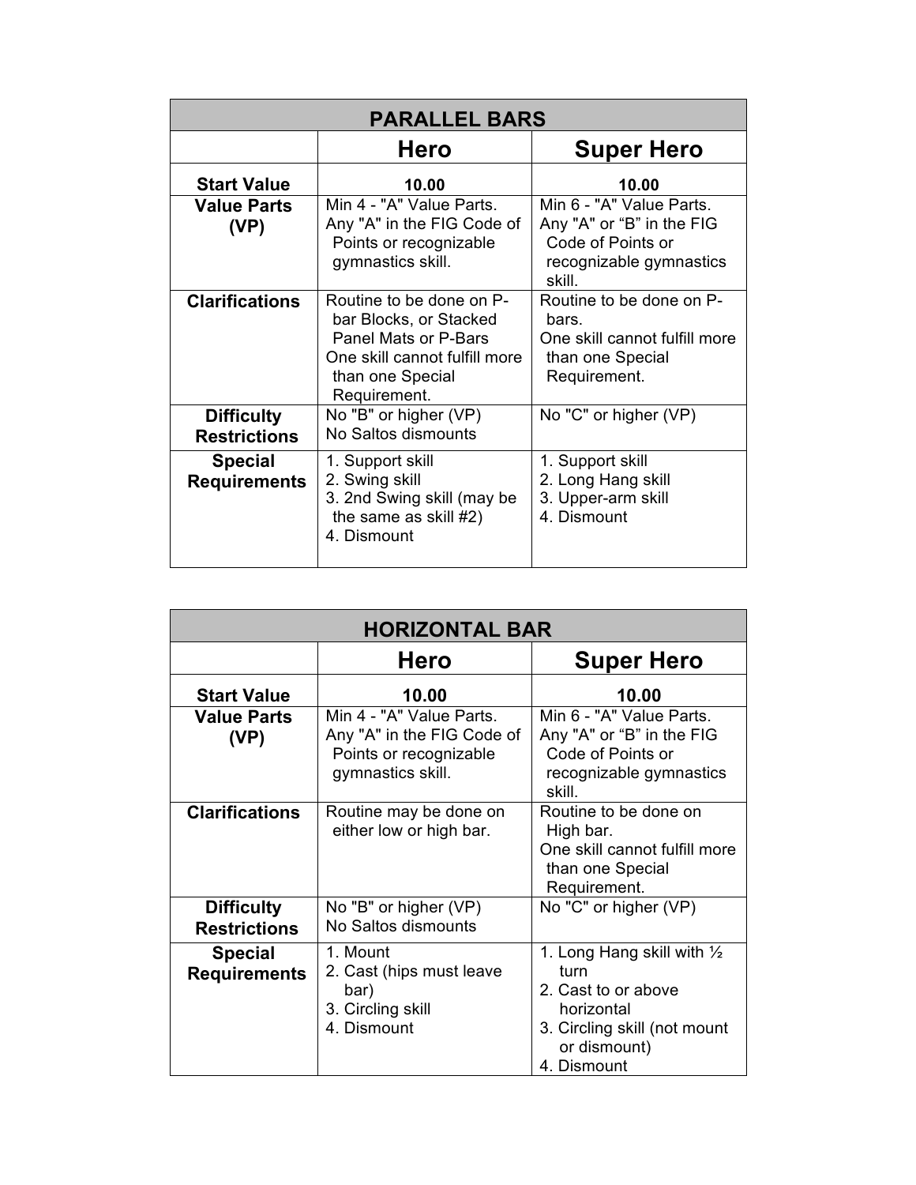| PARALLEL BARS | | |
|---|---|---|
| | **Hero** | **Super Hero** |
| **Start Value** | **10.00** | **10.00** |
| **Value Parts (VP)** | Min 4 - "A" Value Parts.<br>Any "A" in the FIG Code of Points or recognizable gymnastics skill. | Min 6 - "A" Value Parts.<br>Any "A" or "B" in the FIG Code of Points or recognizable gymnastics skill. |
| **Clarifications** | Routine to be done on P-bar Blocks, or Stacked Panel Mats or P-Bars<br>One skill cannot fulfill more than one Special Requirement. | Routine to be done on P-bars.<br>One skill cannot fulfill more than one Special Requirement. |
| **Difficulty Restrictions** | No "B" or higher (VP)<br>No Saltos dismounts | No "C" or higher (VP) |
| **Special Requirements** | 1. Support skill<br>2. Swing skill<br>3. 2nd Swing skill (may be the same as skill #2)<br>4. Dismount | 1. Support skill<br>2. Long Hang skill<br>3. Upper-arm skill<br>4. Dismount |

| HORIZONTAL BAR | | |
|---|---|---|
| | **Hero** | **Super Hero** |
| **Start Value** | **10.00** | **10.00** |
| **Value Parts (VP)** | Min 4 - "A" Value Parts.<br>Any "A" in the FIG Code of Points or recognizable gymnastics skill. | Min 6 - "A" Value Parts.<br>Any "A" or "B" in the FIG Code of Points or recognizable gymnastics skill. |
| **Clarifications** | Routine may be done on either low or high bar. | Routine to be done on High bar.<br>One skill cannot fulfill more than one Special Requirement. |
| **Difficulty Restrictions** | No "B" or higher (VP)<br>No Saltos dismounts | No "C" or higher (VP) |
| **Special Requirements** | 1. Mount<br>2. Cast (hips must leave bar)<br>3. Circling skill<br>4. Dismount | 1. Long Hang skill with ½ turn<br>2. Cast to or above horizontal<br>3. Circling skill (not mount or dismount)<br>4. Dismount |